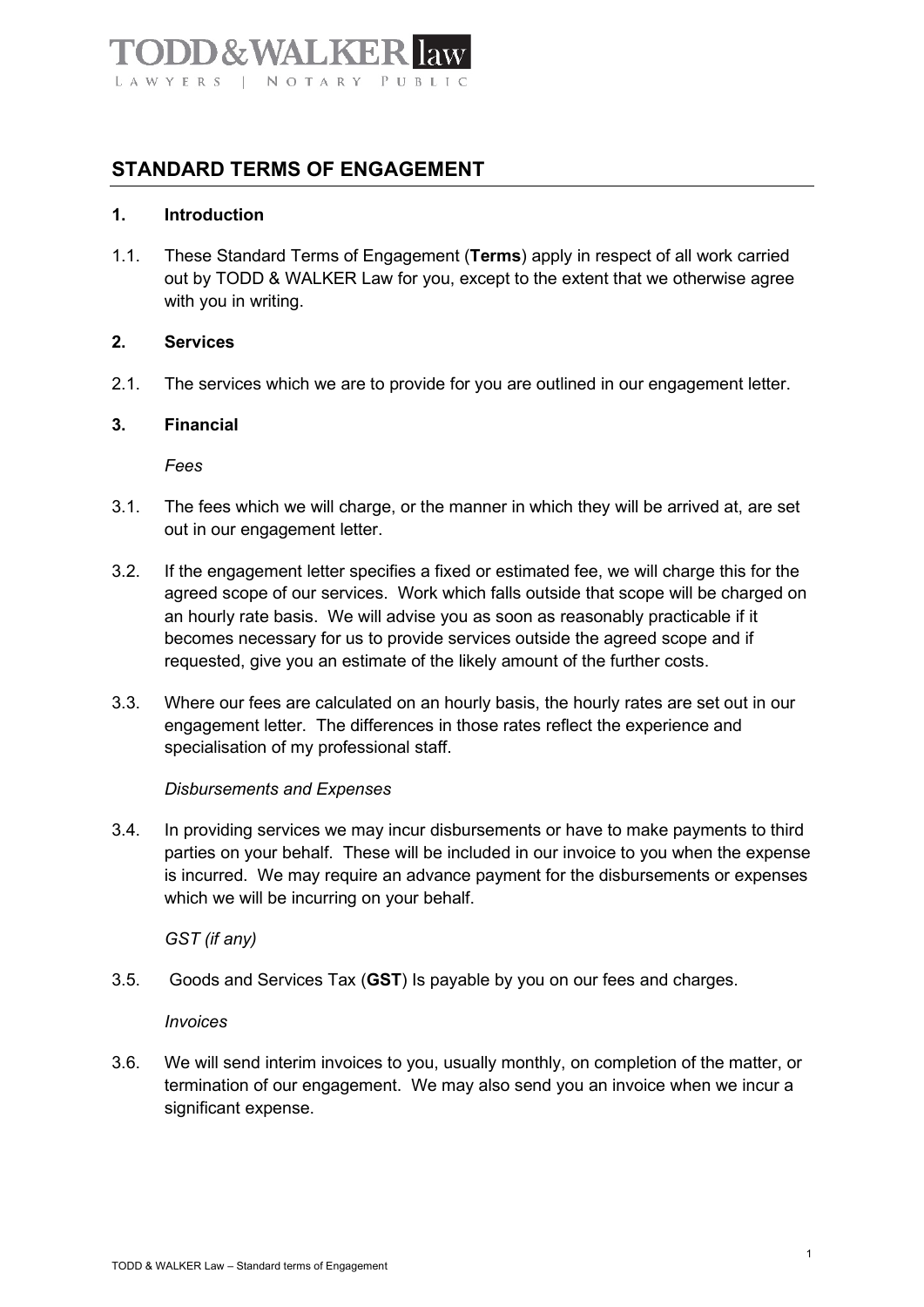TODD & WALKER law

LAWYERS | NOTARY PUBLIC

# STANDARD TERMS OF ENGAGEMENT

## 1. Introduction

1.1. These Standard Terms of Engagement (**Terms**) apply in respect of all work carried out by TODD & WALKER Law for you, except to the extent that we otherwise agree with you in writing.

## 2. Services

2.1. The services which we are to provide for you are outlined in our engagement letter.

## 3. Financial

*Fees*

3.1. The fees which we will charge, or the manner in which they will be arrived at, are set out in our engagement letter.

3.2. If the engagement letter specifies a fixed or estimated fee, we will charge this for the agreed scope of our services. Work which falls outside that scope will be charged on an hourly rate basis. We will advise you as soon as reasonably practicable if it becomes necessary for us to provide services outside the agreed scope and if requested, give you an estimate of the likely amount of the further costs.

3.3. Where our fees are calculated on an hourly basis, the hourly rates are set out in our engagement letter. The differences in those rates reflect the experience and specialisation of my professional staff.

*Disbursements and Expenses*

3.4. In providing services we may incur disbursements or have to make payments to third parties on your behalf. These will be included in our invoice to you when the expense is incurred. We may require an advance payment for the disbursements or expenses which we will be incurring on your behalf.

*GST (if any)*

3.5. Goods and Services Tax (**GST**) Is payable by you on our fees and charges.

*Invoices*

3.6. We will send interim invoices to you, usually monthly, on completion of the matter, or termination of our engagement. We may also send you an invoice when we incur a significant expense.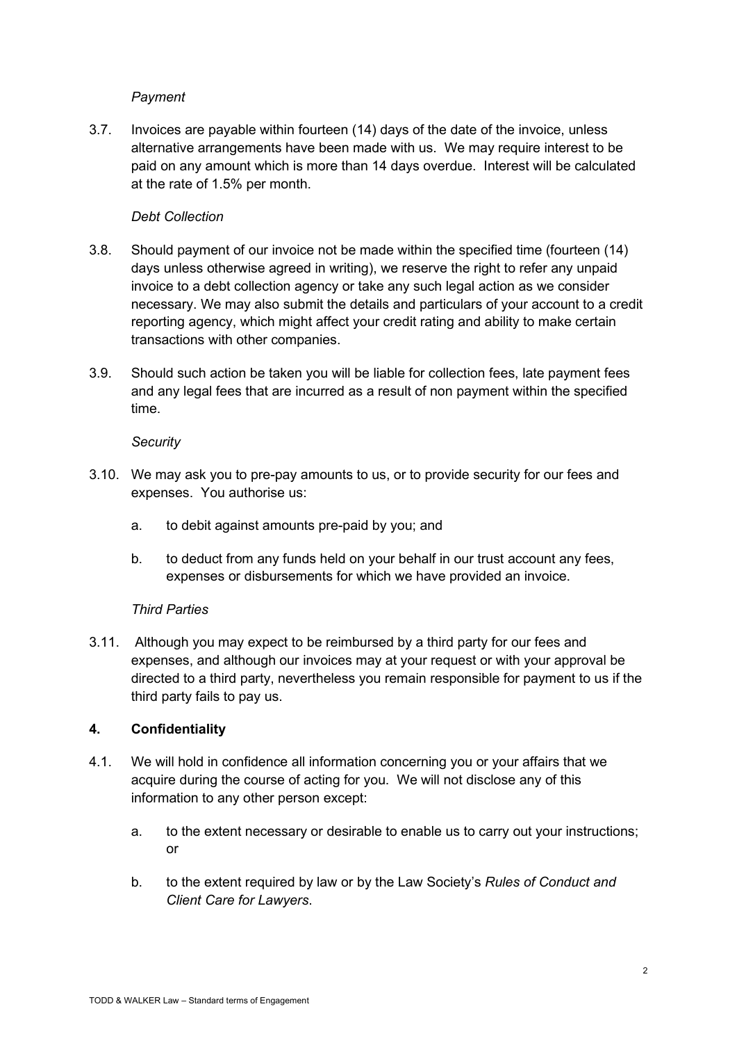*Payment*

3.7. Invoices are payable within fourteen (14) days of the date of the invoice, unless alternative arrangements have been made with us. We may require interest to be paid on any amount which is more than 14 days overdue. Interest will be calculated at the rate of 1.5% per month.

*Debt Collection*

3.8. Should payment of our invoice not be made within the specified time (fourteen (14) days unless otherwise agreed in writing), we reserve the right to refer any unpaid invoice to a debt collection agency or take any such legal action as we consider necessary. We may also submit the details and particulars of your account to a credit reporting agency, which might affect your credit rating and ability to make certain transactions with other companies.

3.9. Should such action be taken you will be liable for collection fees, late payment fees and any legal fees that are incurred as a result of non payment within the specified time.

*Security*

3.10. We may ask you to pre-pay amounts to us, or to provide security for our fees and expenses. You authorise us:

a. to debit against amounts pre-paid by you; and

b. to deduct from any funds held on your behalf in our trust account any fees, expenses or disbursements for which we have provided an invoice.

*Third Parties*

3.11. Although you may expect to be reimbursed by a third party for our fees and expenses, and although our invoices may at your request or with your approval be directed to a third party, nevertheless you remain responsible for payment to us if the third party fails to pay us.

## 4. Confidentiality

4.1. We will hold in confidence all information concerning you or your affairs that we acquire during the course of acting for you. We will not disclose any of this information to any other person except:

a. to the extent necessary or desirable to enable us to carry out your instructions; or

b. to the extent required by law or by the Law Society's *Rules of Conduct and Client Care for Lawyers*.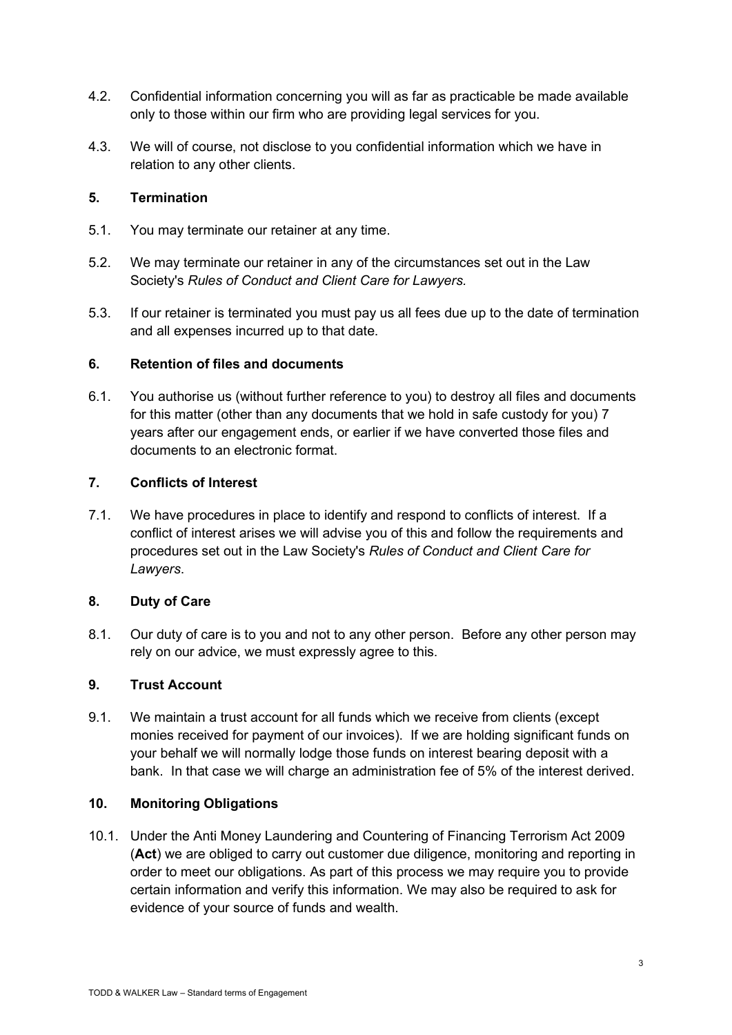4.2. Confidential information concerning you will as far as practicable be made available only to those within our firm who are providing legal services for you.

4.3. We will of course, not disclose to you confidential information which we have in relation to any other clients.

## 5. Termination

5.1. You may terminate our retainer at any time.

5.2. We may terminate our retainer in any of the circumstances set out in the Law Society's *Rules of Conduct and Client Care for Lawyers.*

5.3. If our retainer is terminated you must pay us all fees due up to the date of termination and all expenses incurred up to that date.

## 6. Retention of files and documents

6.1. You authorise us (without further reference to you) to destroy all files and documents for this matter (other than any documents that we hold in safe custody for you) 7 years after our engagement ends, or earlier if we have converted those files and documents to an electronic format.

## 7. Conflicts of Interest

7.1. We have procedures in place to identify and respond to conflicts of interest. If a conflict of interest arises we will advise you of this and follow the requirements and procedures set out in the Law Society's *Rules of Conduct and Client Care for Lawyers*.

## 8. Duty of Care

8.1. Our duty of care is to you and not to any other person. Before any other person may rely on our advice, we must expressly agree to this.

## 9. Trust Account

9.1. We maintain a trust account for all funds which we receive from clients (except monies received for payment of our invoices). If we are holding significant funds on your behalf we will normally lodge those funds on interest bearing deposit with a bank. In that case we will charge an administration fee of 5% of the interest derived.

## 10. Monitoring Obligations

10.1. Under the Anti Money Laundering and Countering of Financing Terrorism Act 2009 (**Act**) we are obliged to carry out customer due diligence, monitoring and reporting in order to meet our obligations. As part of this process we may require you to provide certain information and verify this information. We may also be required to ask for evidence of your source of funds and wealth.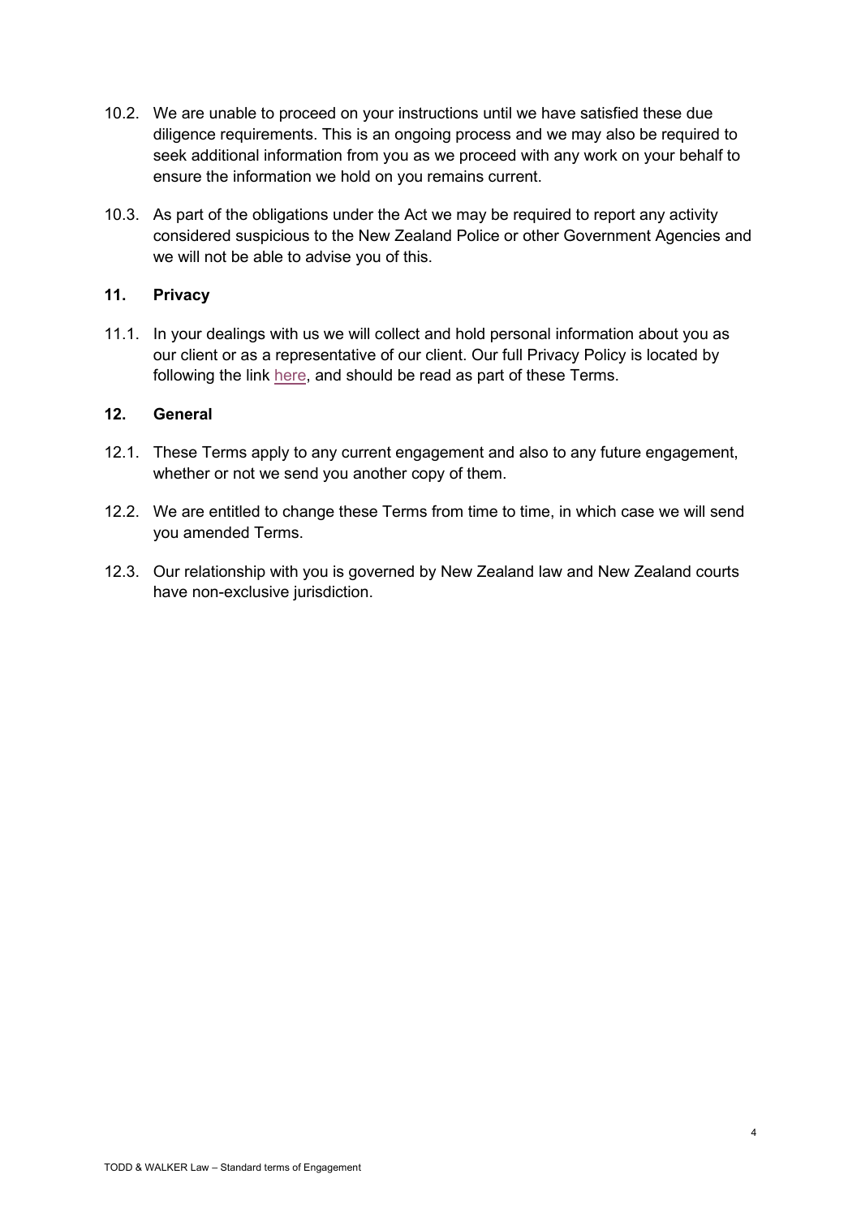10.2. We are unable to proceed on your instructions until we have satisfied these due diligence requirements. This is an ongoing process and we may also be required to seek additional information from you as we proceed with any work on your behalf to ensure the information we hold on you remains current.

10.3. As part of the obligations under the Act we may be required to report any activity considered suspicious to the New Zealand Police or other Government Agencies and we will not be able to advise you of this.

## 11. Privacy

11.1. In your dealings with us we will collect and hold personal information about you as our client or as a representative of our client. Our full Privacy Policy is located by following the link here, and should be read as part of these Terms.

## 12. General

12.1. These Terms apply to any current engagement and also to any future engagement, whether or not we send you another copy of them.

12.2. We are entitled to change these Terms from time to time, in which case we will send you amended Terms.

12.3. Our relationship with you is governed by New Zealand law and New Zealand courts have non-exclusive jurisdiction.